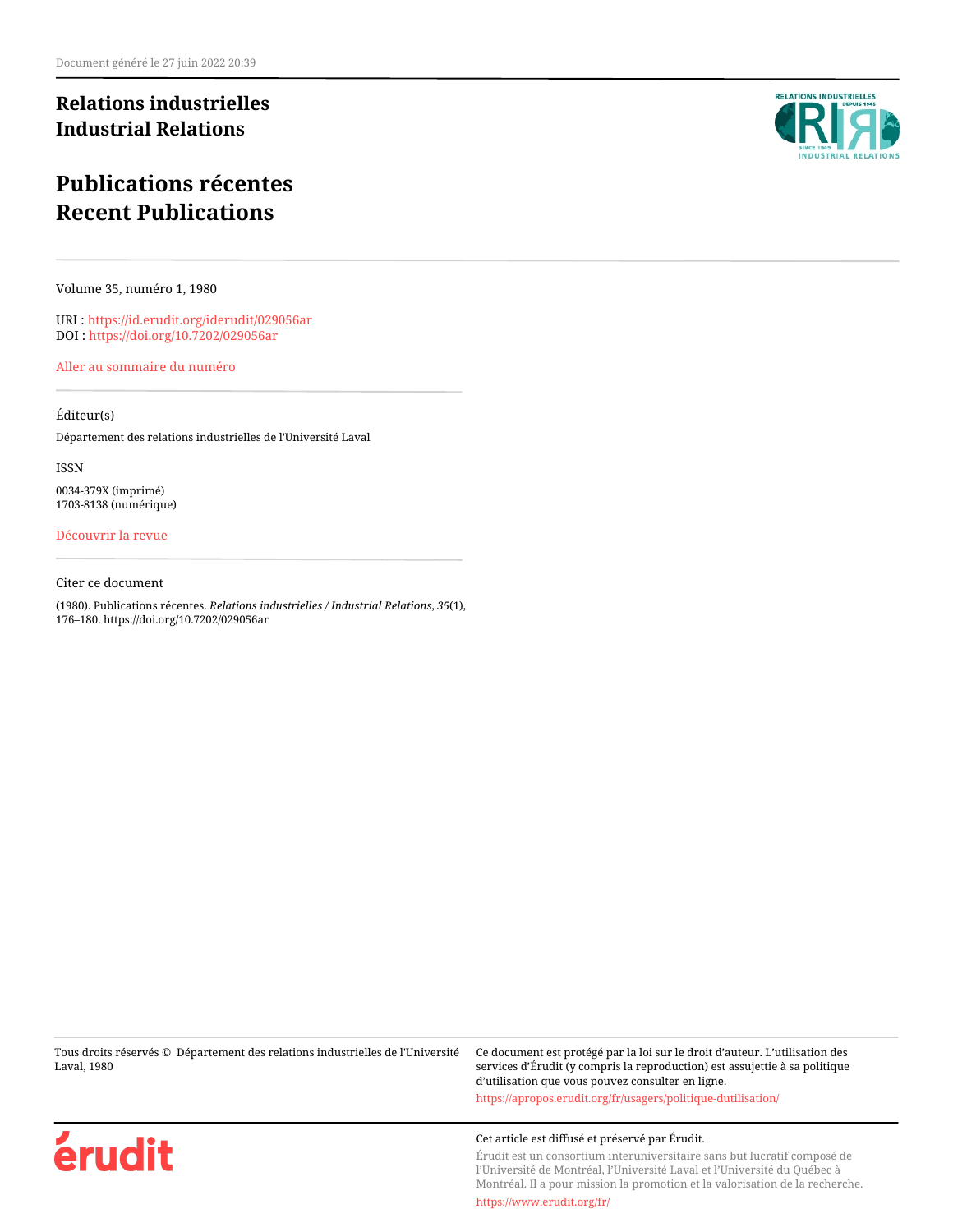# Relations industrielles
# Industrial Relations

# Publications récentes
# Recent Publications

Volume 35, numéro 1, 1980

URI : https://id.erudit.org/iderudit/029056ar
DOI : https://doi.org/10.7202/029056ar

Aller au sommaire du numéro

Éditeur(s)

Département des relations industrielles de l'Université Laval

ISSN

0034-379X (imprimé)
1703-8138 (numérique)

Découvrir la revue

Citer ce document

(1980). Publications récentes. *Relations industrielles / Industrial Relations*, *35*(1), 176–180. https://doi.org/10.7202/029056ar

Tous droits réservés © Département des relations industrielles de l'Université Laval, 1980

Ce document est protégé par la loi sur le droit d'auteur. L'utilisation des services d'Érudit (y compris la reproduction) est assujettie à sa politique d'utilisation que vous pouvez consulter en ligne.

https://apropos.erudit.org/fr/usagers/politique-dutilisation/

Cet article est diffusé et préservé par Érudit.

Érudit est un consortium interuniversitaire sans but lucratif composé de l'Université de Montréal, l'Université Laval et l'Université du Québec à Montréal. Il a pour mission la promotion et la valorisation de la recherche.

https://www.erudit.org/fr/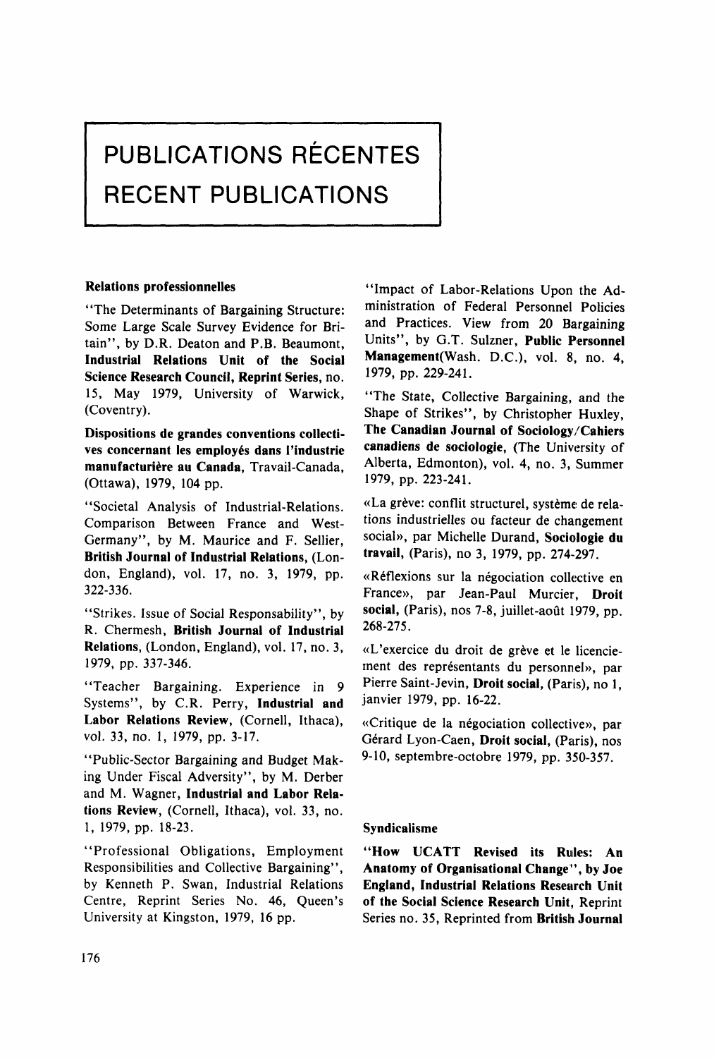# PUBLICATIONS RÉCENTES
# RECENT PUBLICATIONS

## Relations professionnelles

"The Determinants of Bargaining Structure: Some Large Scale Survey Evidence for Britain", by D.R. Deaton and P.B. Beaumont, **Industrial Relations Unit of the Social Science Research Council, Reprint Series**, no. 15, May 1979, University of Warwick, (Coventry).

**Dispositions de grandes conventions collectives concernant les employés dans l'industrie manufacturière au Canada**, Travail-Canada, (Ottawa), 1979, 104 pp.

"Societal Analysis of Industrial-Relations. Comparison Between France and West-Germany", by M. Maurice and F. Sellier, **British Journal of Industrial Relations**, (London, England), vol. 17, no. 3, 1979, pp. 322-336.

"Strikes. Issue of Social Responsability", by R. Chermesh, **British Journal of Industrial Relations**, (London, England), vol. 17, no. 3, 1979, pp. 337-346.

"Teacher Bargaining. Experience in 9 Systems", by C.R. Perry, **Industrial and Labor Relations Review**, (Cornell, Ithaca), vol. 33, no. 1, 1979, pp. 3-17.

"Public-Sector Bargaining and Budget Making Under Fiscal Adversity", by M. Derber and M. Wagner, **Industrial and Labor Relations Review**, (Cornell, Ithaca), vol. 33, no. 1, 1979, pp. 18-23.

"Professional Obligations, Employment Responsibilities and Collective Bargaining", by Kenneth P. Swan, Industrial Relations Centre, Reprint Series No. 46, Queen's University at Kingston, 1979, 16 pp.

"Impact of Labor-Relations Upon the Administration of Federal Personnel Policies and Practices. View from 20 Bargaining Units", by G.T. Sulzner, **Public Personnel Management**(Wash. D.C.), vol. 8, no. 4, 1979, pp. 229-241.

"The State, Collective Bargaining, and the Shape of Strikes", by Christopher Huxley, **The Canadian Journal of Sociology/Cahiers canadiens de sociologie**, (The University of Alberta, Edmonton), vol. 4, no. 3, Summer 1979, pp. 223-241.

«La grève: conflit structurel, système de relations industrielles ou facteur de changement social», par Michelle Durand, **Sociologie du travail**, (Paris), no 3, 1979, pp. 274-297.

«Réflexions sur la négociation collective en France», par Jean-Paul Murcier, **Droit social**, (Paris), nos 7-8, juillet-août 1979, pp. 268-275.

«L'exercice du droit de grève et le licenciement des représentants du personnel», par Pierre Saint-Jevin, **Droit social**, (Paris), no 1, janvier 1979, pp. 16-22.

«Critique de la négociation collective», par Gérard Lyon-Caen, **Droit social**, (Paris), nos 9-10, septembre-octobre 1979, pp. 350-357.

## Syndicalisme

**"How UCATT Revised its Rules: An Anatomy of Organisational Change", by Joe England, Industrial Relations Research Unit of the Social Science Research Unit**, Reprint Series no. 35, Reprinted from **British Journal**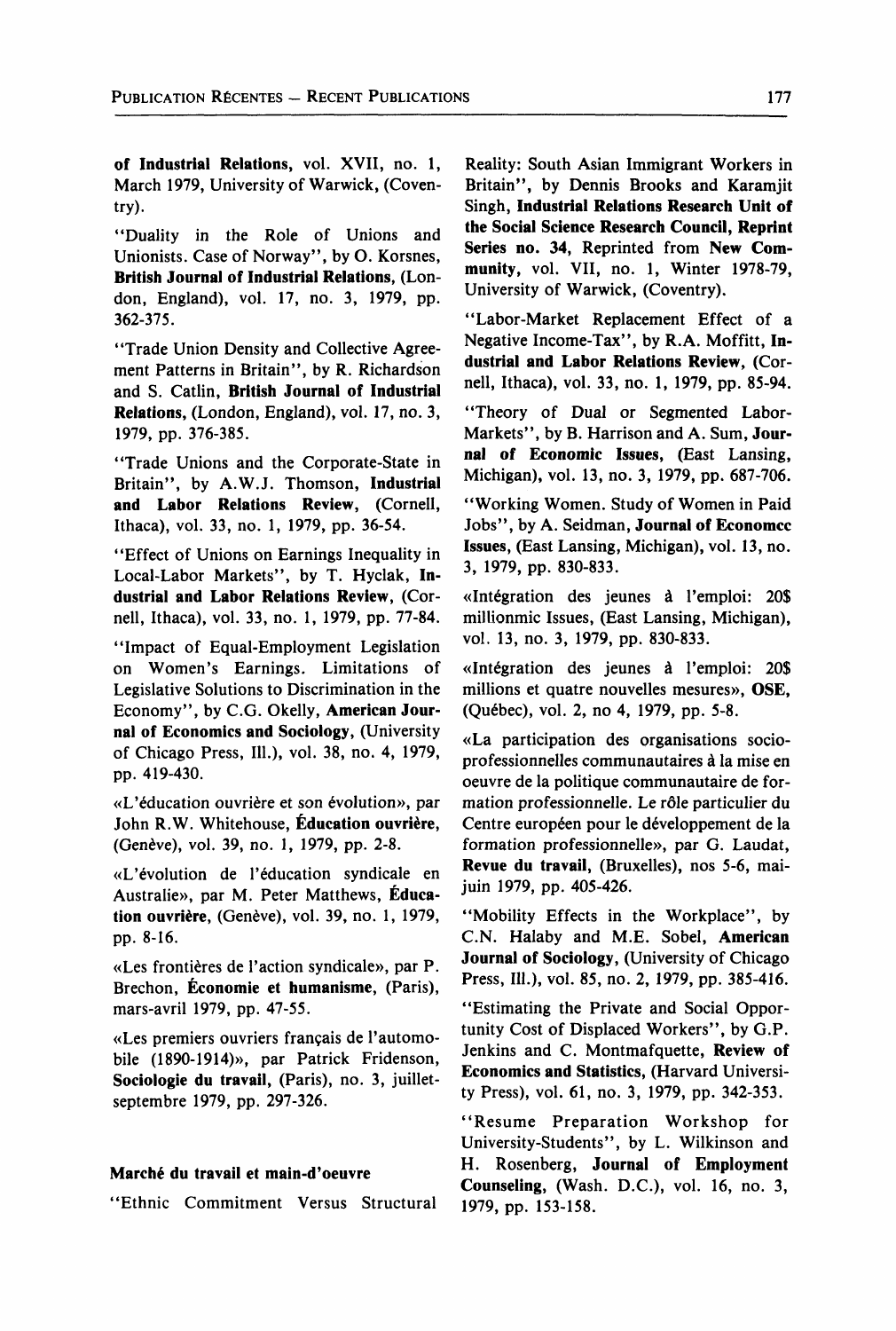**of Industrial Relations**, vol. XVII, no. 1, March 1979, University of Warwick, (Coventry).

"Duality in the Role of Unions and Unionists. Case of Norway", by O. Korsnes, **British Journal of Industrial Relations**, (London, England), vol. 17, no. 3, 1979, pp. 362-375.

"Trade Union Density and Collective Agreement Patterns in Britain", by R. Richardson and S. Catlin, **British Journal of Industrial Relations**, (London, England), vol. 17, no. 3, 1979, pp. 376-385.

"Trade Unions and the Corporate-State in Britain", by A.W.J. Thomson, **Industrial and Labor Relations Review**, (Cornell, Ithaca), vol. 33, no. 1, 1979, pp. 36-54.

"Effect of Unions on Earnings Inequality in Local-Labor Markets", by T. Hyclak, **Industrial and Labor Relations Review**, (Cornell, Ithaca), vol. 33, no. 1, 1979, pp. 77-84.

"Impact of Equal-Employment Legislation on Women's Earnings. Limitations of Legislative Solutions to Discrimination in the Economy", by C.G. Okelly, **American Journal of Economics and Sociology**, (University of Chicago Press, Ill.), vol. 38, no. 4, 1979, pp. 419-430.

«L'éducation ouvrière et son évolution», par John R.W. Whitehouse, **Éducation ouvrière**, (Genève), vol. 39, no. 1, 1979, pp. 2-8.

«L'évolution de l'éducation syndicale en Australie», par M. Peter Matthews, **Éducation ouvrière**, (Genève), vol. 39, no. 1, 1979, pp. 8-16.

«Les frontières de l'action syndicale», par P. Brechon, **Économie et humanisme**, (Paris), mars-avril 1979, pp. 47-55.

«Les premiers ouvriers français de l'automobile (1890-1914)», par Patrick Fridenson, **Sociologie du travail**, (Paris), no. 3, juillet-septembre 1979, pp. 297-326.

### Marché du travail et main-d'oeuvre

"Ethnic Commitment Versus Structural Reality: South Asian Immigrant Workers in Britain", by Dennis Brooks and Karamjit Singh, **Industrial Relations Research Unit of the Social Science Research Council, Reprint Series no. 34**, Reprinted from **New Community**, vol. VII, no. 1, Winter 1978-79, University of Warwick, (Coventry).

"Labor-Market Replacement Effect of a Negative Income-Tax", by R.A. Moffitt, **Industrial and Labor Relations Review**, (Cornell, Ithaca), vol. 33, no. 1, 1979, pp. 85-94.

"Theory of Dual or Segmented Labor-Markets", by B. Harrison and A. Sum, **Journal of Economic Issues**, (East Lansing, Michigan), vol. 13, no. 3, 1979, pp. 687-706.

"Working Women. Study of Women in Paid Jobs", by A. Seidman, **Journal of Economcc Issues**, (East Lansing, Michigan), vol. 13, no. 3, 1979, pp. 830-833.

«Intégration des jeunes à l'emploi: 20$ millionmic Issues, (East Lansing, Michigan), vol. 13, no. 3, 1979, pp. 830-833.

«Intégration des jeunes à l'emploi: 20$ millions et quatre nouvelles mesures», **OSE**, (Québec), vol. 2, no 4, 1979, pp. 5-8.

«La participation des organisations socio-professionnelles communautaires à la mise en oeuvre de la politique communautaire de formation professionnelle. Le rôle particulier du Centre européen pour le développement de la formation professionnelle», par G. Laudat, **Revue du travail**, (Bruxelles), nos 5-6, mai-juin 1979, pp. 405-426.

"Mobility Effects in the Workplace", by C.N. Halaby and M.E. Sobel, **American Journal of Sociology**, (University of Chicago Press, Ill.), vol. 85, no. 2, 1979, pp. 385-416.

"Estimating the Private and Social Opportunity Cost of Displaced Workers", by G.P. Jenkins and C. Montmafquette, **Review of Economics and Statistics**, (Harvard University Press), vol. 61, no. 3, 1979, pp. 342-353.

"Resume Preparation Workshop for University-Students", by L. Wilkinson and H. Rosenberg, **Journal of Employment Counseling**, (Wash. D.C.), vol. 16, no. 3, 1979, pp. 153-158.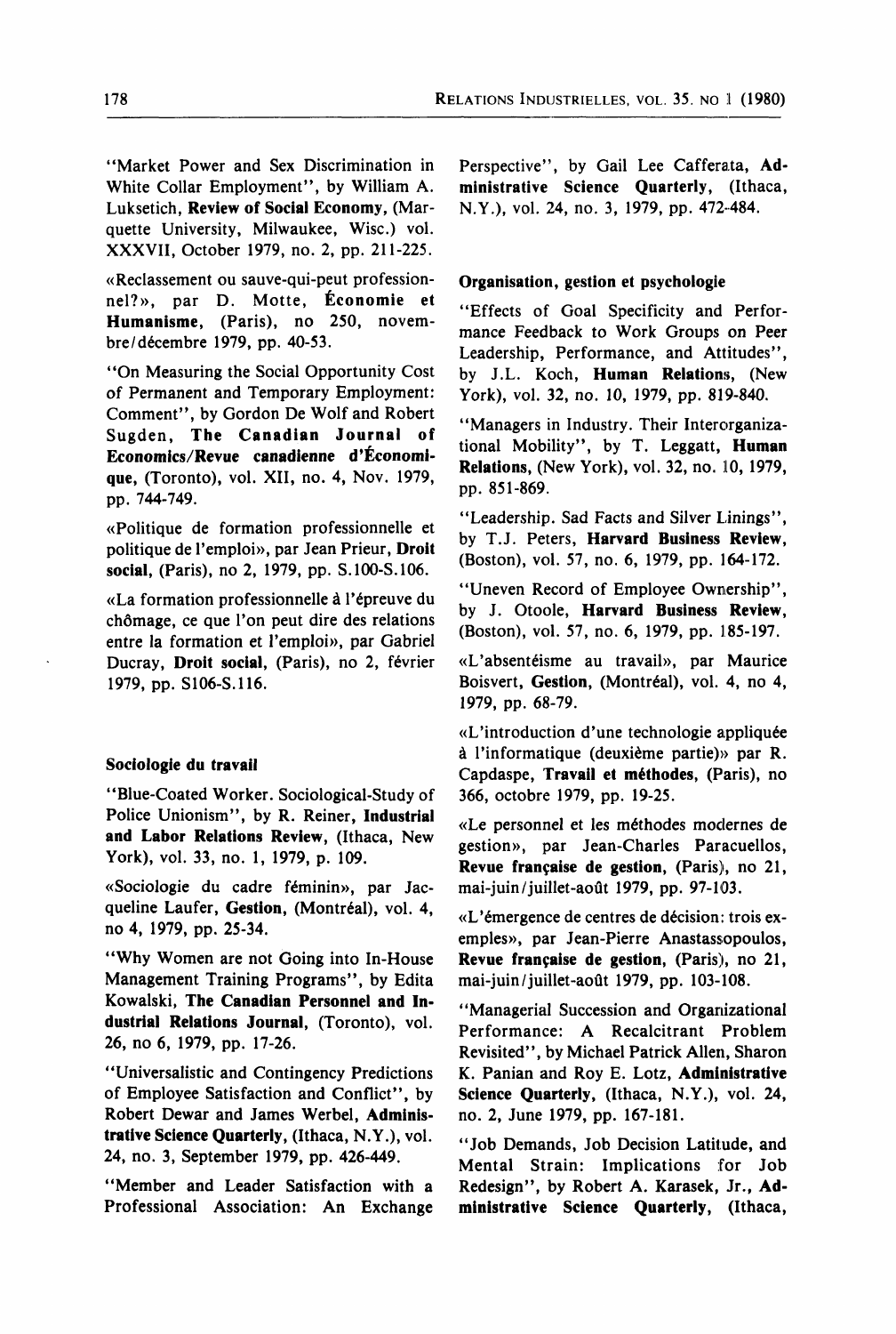"Market Power and Sex Discrimination in White Collar Employment", by William A. Luksetich, **Review of Social Economy**, (Marquette University, Milwaukee, Wisc.) vol. XXXVII, October 1979, no. 2, pp. 211-225.

«Reclassement ou sauve-qui-peut professionnel?», par D. Motte, **Économie et Humanisme**, (Paris), no 250, novembre/décembre 1979, pp. 40-53.

"On Measuring the Social Opportunity Cost of Permanent and Temporary Employment: Comment", by Gordon De Wolf and Robert Sugden, **The Canadian Journal of Economics/Revue canadienne d'Économique**, (Toronto), vol. XII, no. 4, Nov. 1979, pp. 744-749.

«Politique de formation professionnelle et politique de l'emploi», par Jean Prieur, **Droit social**, (Paris), no 2, 1979, pp. S.100-S.106.

«La formation professionnelle à l'épreuve du chômage, ce que l'on peut dire des relations entre la formation et l'emploi», par Gabriel Ducray, **Droit social**, (Paris), no 2, février 1979, pp. S106-S.116.

### Sociologie du travail

"Blue-Coated Worker. Sociological-Study of Police Unionism", by R. Reiner, **Industrial and Labor Relations Review**, (Ithaca, New York), vol. 33, no. 1, 1979, p. 109.

«Sociologie du cadre féminin», par Jacqueline Laufer, **Gestion**, (Montréal), vol. 4, no 4, 1979, pp. 25-34.

"Why Women are not Going into In-House Management Training Programs", by Edita Kowalski, **The Canadian Personnel and Industrial Relations Journal**, (Toronto), vol. 26, no 6, 1979, pp. 17-26.

"Universalistic and Contingency Predictions of Employee Satisfaction and Conflict", by Robert Dewar and James Werbel, **Administrative Science Quarterly**, (Ithaca, N.Y.), vol. 24, no. 3, September 1979, pp. 426-449.

"Member and Leader Satisfaction with a Professional Association: An Exchange Perspective", by Gail Lee Cafferata, **Administrative Science Quarterly**, (Ithaca, N.Y.), vol. 24, no. 3, 1979, pp. 472-484.

### Organisation, gestion et psychologie

"Effects of Goal Specificity and Performance Feedback to Work Groups on Peer Leadership, Performance, and Attitudes", by J.L. Koch, **Human Relations**, (New York), vol. 32, no. 10, 1979, pp. 819-840.

"Managers in Industry. Their Interorganizational Mobility", by T. Leggatt, **Human Relations**, (New York), vol. 32, no. 10, 1979, pp. 851-869.

"Leadership. Sad Facts and Silver Linings", by T.J. Peters, **Harvard Business Review**, (Boston), vol. 57, no. 6, 1979, pp. 164-172.

"Uneven Record of Employee Ownership", by J. Otoole, **Harvard Business Review**, (Boston), vol. 57, no. 6, 1979, pp. 185-197.

«L'absentéisme au travail», par Maurice Boisvert, **Gestion**, (Montréal), vol. 4, no 4, 1979, pp. 68-79.

«L'introduction d'une technologie appliquée à l'informatique (deuxième partie)» par R. Capdaspe, **Travail et méthodes**, (Paris), no 366, octobre 1979, pp. 19-25.

«Le personnel et les méthodes modernes de gestion», par Jean-Charles Paracuellos, **Revue française de gestion**, (Paris), no 21, mai-juin/juillet-août 1979, pp. 97-103.

«L'émergence de centres de décision: trois exemples», par Jean-Pierre Anastassopoulos, **Revue française de gestion**, (Paris), no 21, mai-juin/juillet-août 1979, pp. 103-108.

"Managerial Succession and Organizational Performance: A Recalcitrant Problem Revisited", by Michael Patrick Allen, Sharon K. Panian and Roy E. Lotz, **Administrative Science Quarterly**, (Ithaca, N.Y.), vol. 24, no. 2, June 1979, pp. 167-181.

"Job Demands, Job Decision Latitude, and Mental Strain: Implications for Job Redesign", by Robert A. Karasek, Jr., **Administrative Science Quarterly**, (Ithaca,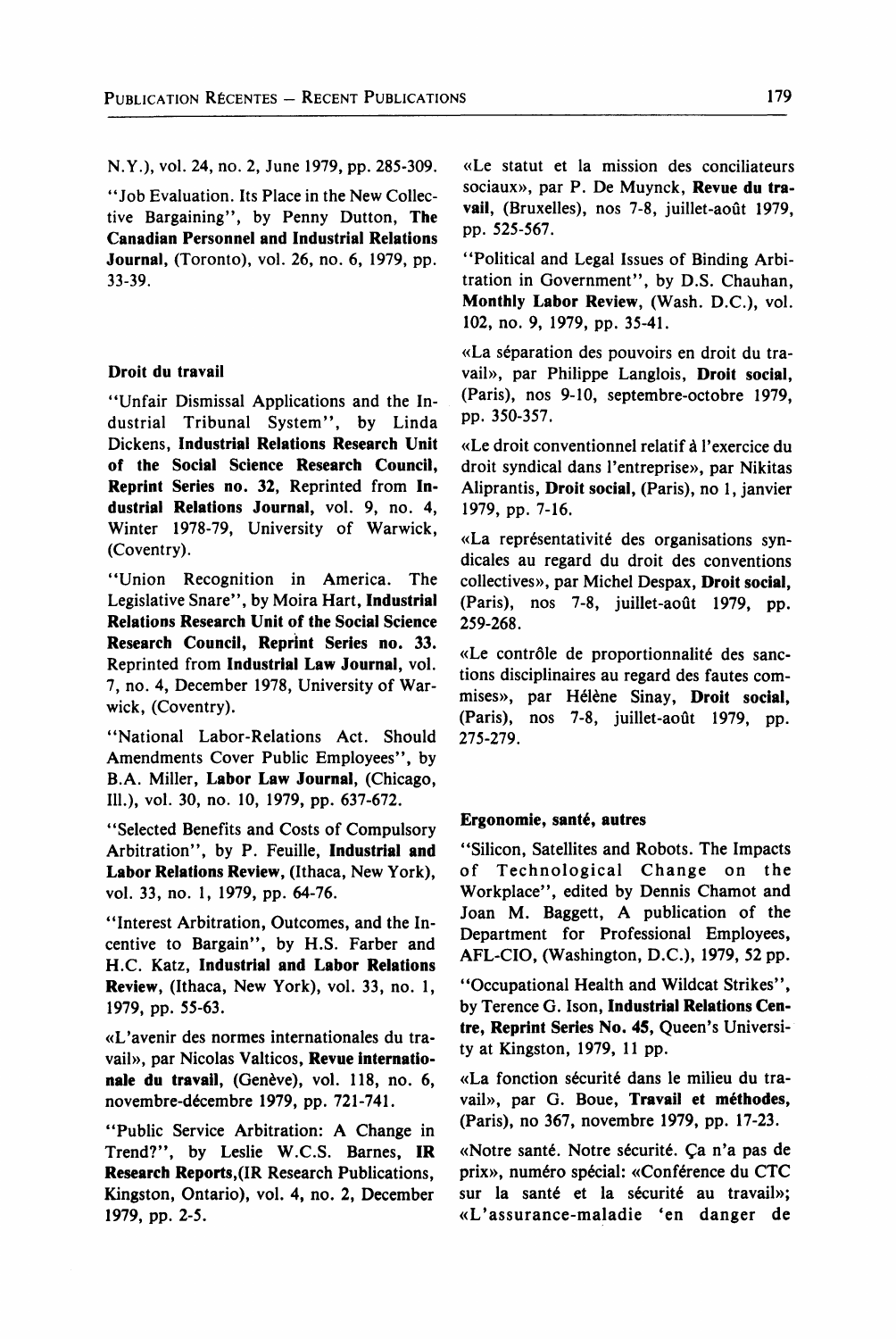N.Y.), vol. 24, no. 2, June 1979, pp. 285-309.

"Job Evaluation. Its Place in the New Collective Bargaining", by Penny Dutton, **The Canadian Personnel and Industrial Relations Journal**, (Toronto), vol. 26, no. 6, 1979, pp. 33-39.

### Droit du travail

"Unfair Dismissal Applications and the Industrial Tribunal System", by Linda Dickens, **Industrial Relations Research Unit of the Social Science Research Council, Reprint Series no. 32**, Reprinted from **Industrial Relations Journal**, vol. 9, no. 4, Winter 1978-79, University of Warwick, (Coventry).

"Union Recognition in America. The Legislative Snare", by Moira Hart, **Industrial Relations Research Unit of the Social Science Research Council, Reprint Series no. 33.** Reprinted from **Industrial Law Journal**, vol. 7, no. 4, December 1978, University of Warwick, (Coventry).

"National Labor-Relations Act. Should Amendments Cover Public Employees", by B.A. Miller, **Labor Law Journal**, (Chicago, Ill.), vol. 30, no. 10, 1979, pp. 637-672.

"Selected Benefits and Costs of Compulsory Arbitration", by P. Feuille, **Industrial and Labor Relations Review**, (Ithaca, New York), vol. 33, no. 1, 1979, pp. 64-76.

"Interest Arbitration, Outcomes, and the Incentive to Bargain", by H.S. Farber and H.C. Katz, **Industrial and Labor Relations Review**, (Ithaca, New York), vol. 33, no. 1, 1979, pp. 55-63.

«L'avenir des normes internationales du travail», par Nicolas Valticos, **Revue internationale du travail**, (Genève), vol. 118, no. 6, novembre-décembre 1979, pp. 721-741.

"Public Service Arbitration: A Change in Trend?", by Leslie W.C.S. Barnes, **IR Research Reports**,(IR Research Publications, Kingston, Ontario), vol. 4, no. 2, December 1979, pp. 2-5.

«Le statut et la mission des conciliateurs sociaux», par P. De Muynck, **Revue du travail**, (Bruxelles), nos 7-8, juillet-août 1979, pp. 525-567.

"Political and Legal Issues of Binding Arbitration in Government", by D.S. Chauhan, **Monthly Labor Review**, (Wash. D.C.), vol. 102, no. 9, 1979, pp. 35-41.

«La séparation des pouvoirs en droit du travail», par Philippe Langlois, **Droit social**, (Paris), nos 9-10, septembre-octobre 1979, pp. 350-357.

«Le droit conventionnel relatif à l'exercice du droit syndical dans l'entreprise», par Nikitas Aliprantis, **Droit social**, (Paris), no 1, janvier 1979, pp. 7-16.

«La représentativité des organisations syndicales au regard du droit des conventions collectives», par Michel Despax, **Droit social**, (Paris), nos 7-8, juillet-août 1979, pp. 259-268.

«Le contrôle de proportionnalité des sanctions disciplinaires au regard des fautes commises», par Hélène Sinay, **Droit social**, (Paris), nos 7-8, juillet-août 1979, pp. 275-279.

### Ergonomie, santé, autres

"Silicon, Satellites and Robots. The Impacts of Technological Change on the Workplace", edited by Dennis Chamot and Joan M. Baggett, A publication of the Department for Professional Employees, AFL-CIO, (Washington, D.C.), 1979, 52 pp.

"Occupational Health and Wildcat Strikes", by Terence G. Ison, **Industrial Relations Centre, Reprint Series No. 45**, Queen's University at Kingston, 1979, 11 pp.

«La fonction sécurité dans le milieu du travail», par G. Boue, **Travail et méthodes**, (Paris), no 367, novembre 1979, pp. 17-23.

«Notre santé. Notre sécurité. Ça n'a pas de prix», numéro spécial: «Conférence du CTC sur la santé et la sécurité au travail»; «L'assurance-maladie 'en danger de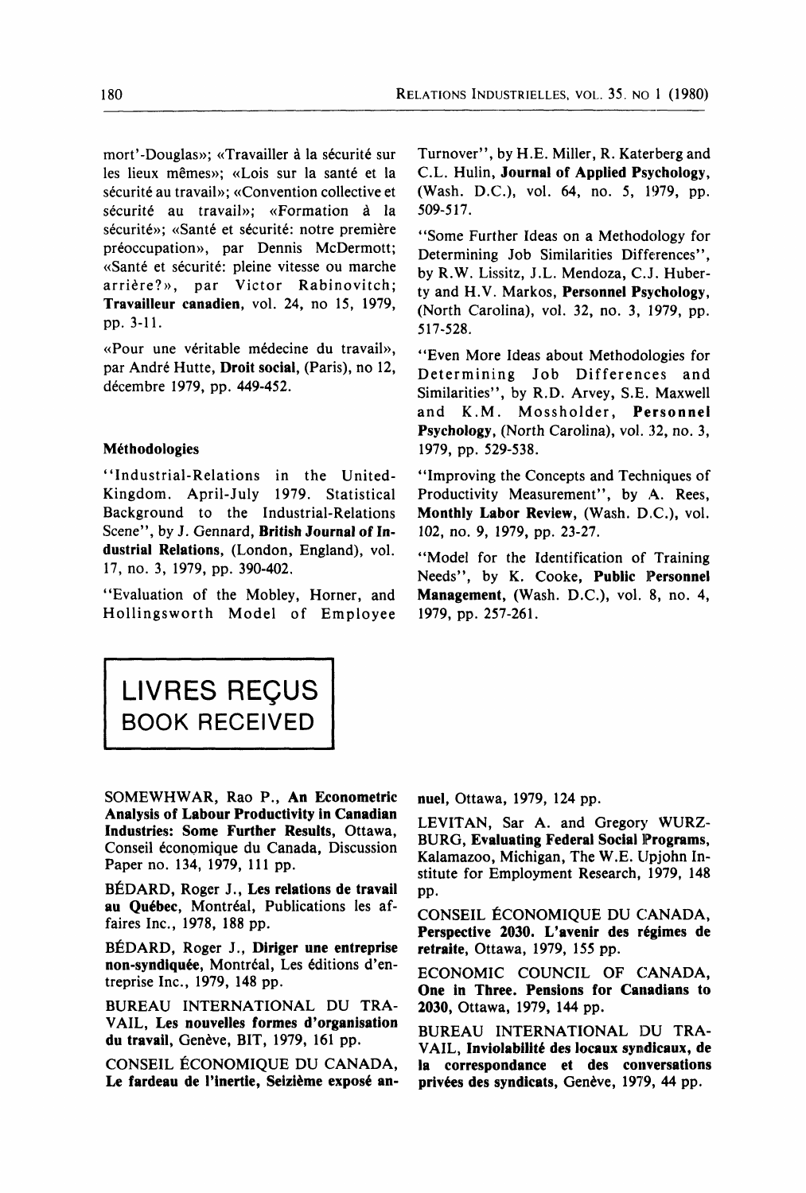mort'-Douglas»; «Travailler à la sécurité sur les lieux mêmes»; «Lois sur la santé et la sécurité au travail»; «Convention collective et sécurité au travail»; «Formation à la sécurité»; «Santé et sécurité: notre première préoccupation», par Dennis McDermott; «Santé et sécurité: pleine vitesse ou marche arrière?», par Victor Rabinovitch; **Travailleur canadien**, vol. 24, no 15, 1979, pp. 3-11.

«Pour une véritable médecine du travail», par André Hutte, **Droit social**, (Paris), no 12, décembre 1979, pp. 449-452.

### Méthodologies

"Industrial-Relations in the United-Kingdom. April-July 1979. Statistical Background to the Industrial-Relations Scene", by J. Gennard, **British Journal of Industrial Relations**, (London, England), vol. 17, no. 3, 1979, pp. 390-402.

"Evaluation of the Mobley, Horner, and Hollingsworth Model of Employee Turnover", by H.E. Miller, R. Katerberg and C.L. Hulin, **Journal of Applied Psychology**, (Wash. D.C.), vol. 64, no. 5, 1979, pp. 509-517.

"Some Further Ideas on a Methodology for Determining Job Similarities Differences", by R.W. Lissitz, J.L. Mendoza, C.J. Huberty and H.V. Markos, **Personnel Psychology**, (North Carolina), vol. 32, no. 3, 1979, pp. 517-528.

"Even More Ideas about Methodologies for Determining Job Differences and Similarities", by R.D. Arvey, S.E. Maxwell and K.M. Mossholder, **Personnel Psychology**, (North Carolina), vol. 32, no. 3, 1979, pp. 529-538.

"Improving the Concepts and Techniques of Productivity Measurement", by A. Rees, **Monthly Labor Review**, (Wash. D.C.), vol. 102, no. 9, 1979, pp. 23-27.

"Model for the Identification of Training Needs", by K. Cooke, **Public Personnel Management**, (Wash. D.C.), vol. 8, no. 4, 1979, pp. 257-261.

## LIVRES REÇUS
## BOOK RECEIVED

SOMEWHWAR, Rao P., **An Econometric Analysis of Labour Productivity in Canadian Industries: Some Further Results**, Ottawa, Conseil économique du Canada, Discussion Paper no. 134, 1979, 111 pp.

BÉDARD, Roger J., **Les relations de travail au Québec**, Montréal, Publications les affaires Inc., 1978, 188 pp.

BÉDARD, Roger J., **Diriger une entreprise non-syndiquée**, Montréal, Les éditions d'entreprise Inc., 1979, 148 pp.

BUREAU INTERNATIONAL DU TRAVAIL, **Les nouvelles formes d'organisation du travail**, Genève, BIT, 1979, 161 pp.

CONSEIL ÉCONOMIQUE DU CANADA, **Le fardeau de l'inertie, Seizième exposé annuel**, Ottawa, 1979, 124 pp.

LEVITAN, Sar A. and Gregory WURZBURG, **Evaluating Federal Social Programs**, Kalamazoo, Michigan, The W.E. Upjohn Institute for Employment Research, 1979, 148 pp.

CONSEIL ÉCONOMIQUE DU CANADA, **Perspective 2030. L'avenir des régimes de retraite**, Ottawa, 1979, 155 pp.

ECONOMIC COUNCIL OF CANADA, **One in Three. Pensions for Canadians to 2030**, Ottawa, 1979, 144 pp.

BUREAU INTERNATIONAL DU TRAVAIL, **Inviolabilité des locaux syndicaux, de la correspondance et des conversations privées des syndicats**, Genève, 1979, 44 pp.